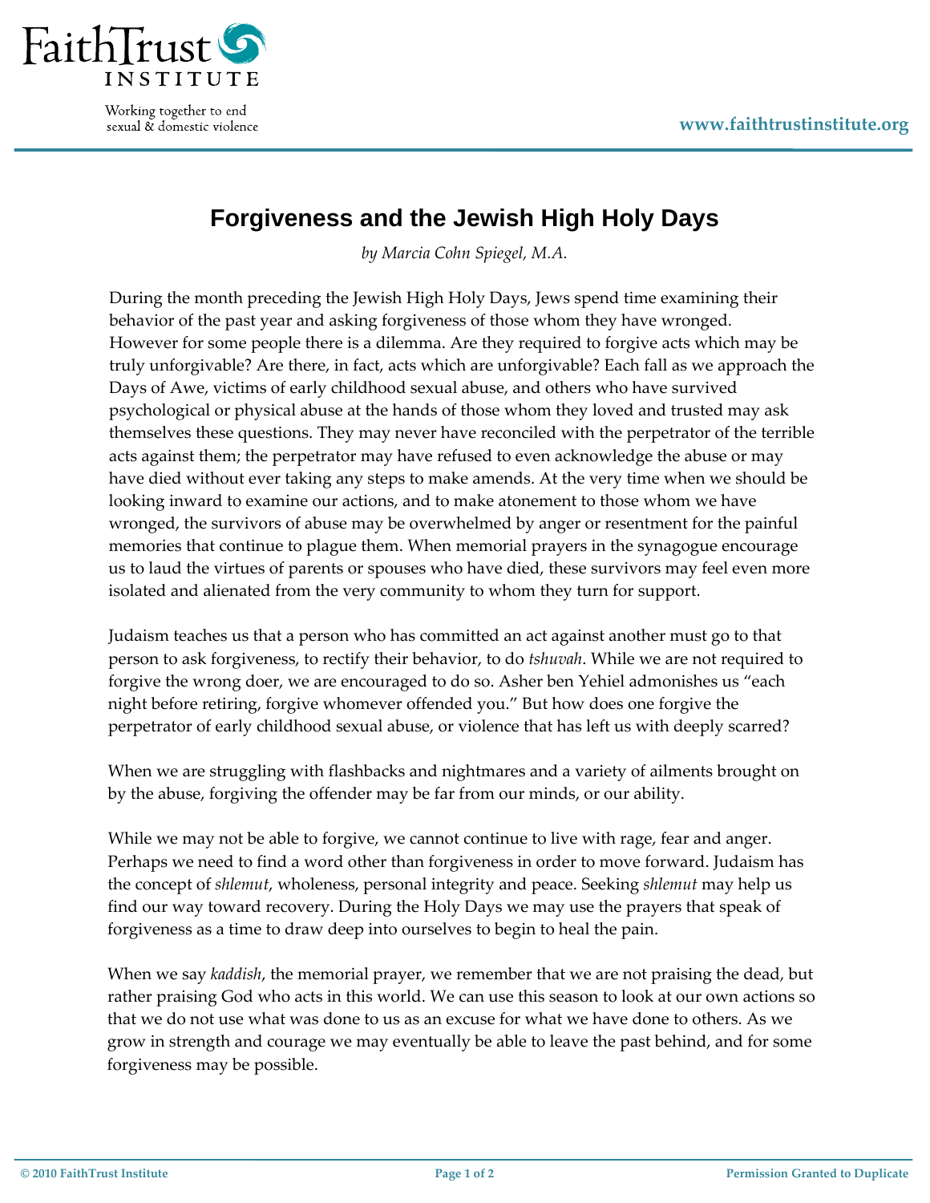# Forgiveness and the Jewish High Holy Days

*by Marcia Cohn Spiegel, M.A.*

During the month preceding the Jewish High Holy Days, Jews spend time examining their behavior of the past year and asking forgiveness of those whom they have wronged. However for some people there is a dilemma. Are they required to forgive acts which may be truly unforgivable? Are there, in fact, acts which are unforgivable? Each fall as we approach the Days of Awe, victims of early childhood sexual abuse, and others who have survived psychological or physical abuse at the hands of those whom they loved and trusted may ask themselves these questions. They may never have reconciled with the perpetrator of the terrible acts against them; the perpetrator may have refused to even acknowledge the abuse or may have died without ever taking any steps to make amends. At the very time when we should be looking inward to examine our actions, and to make atonement to those whom we have wronged, the survivors of abuse may be overwhelmed by anger or resentment for the painful memories that continue to plague them. When memorial prayers in the synagogue encourage us to laud the virtues of parents or spouses who have died, these survivors may feel even more isolated and alienated from the very community to whom they turn for support.

Judaism teaches us that a person who has committed an act against another must go to that person to ask forgiveness, to rectify their behavior, to do *tshuvah*. While we are not required to forgive the wrong doer, we are encouraged to do so. Asher ben Yehiel admonishes us "each night before retiring, forgive whomever offended you." But how does one forgive the perpetrator of early childhood sexual abuse, or violence that has left us with deeply scarred?

When we are struggling with flashbacks and nightmares and a variety of ailments brought on by the abuse, forgiving the offender may be far from our minds, or our ability.

While we may not be able to forgive, we cannot continue to live with rage, fear and anger. Perhaps we need to find a word other than forgiveness in order to move forward. Judaism has the concept of *shlemut*, wholeness, personal integrity and peace. Seeking *shlemut* may help us find our way toward recovery. During the Holy Days we may use the prayers that speak of forgiveness as a time to draw deep into ourselves to begin to heal the pain.

When we say *kaddish*, the memorial prayer, we remember that we are not praising the dead, but rather praising God who acts in this world. We can use this season to look at our own actions so that we do not use what was done to us as an excuse for what we have done to others. As we grow in strength and courage we may eventually be able to leave the past behind, and for some forgiveness may be possible.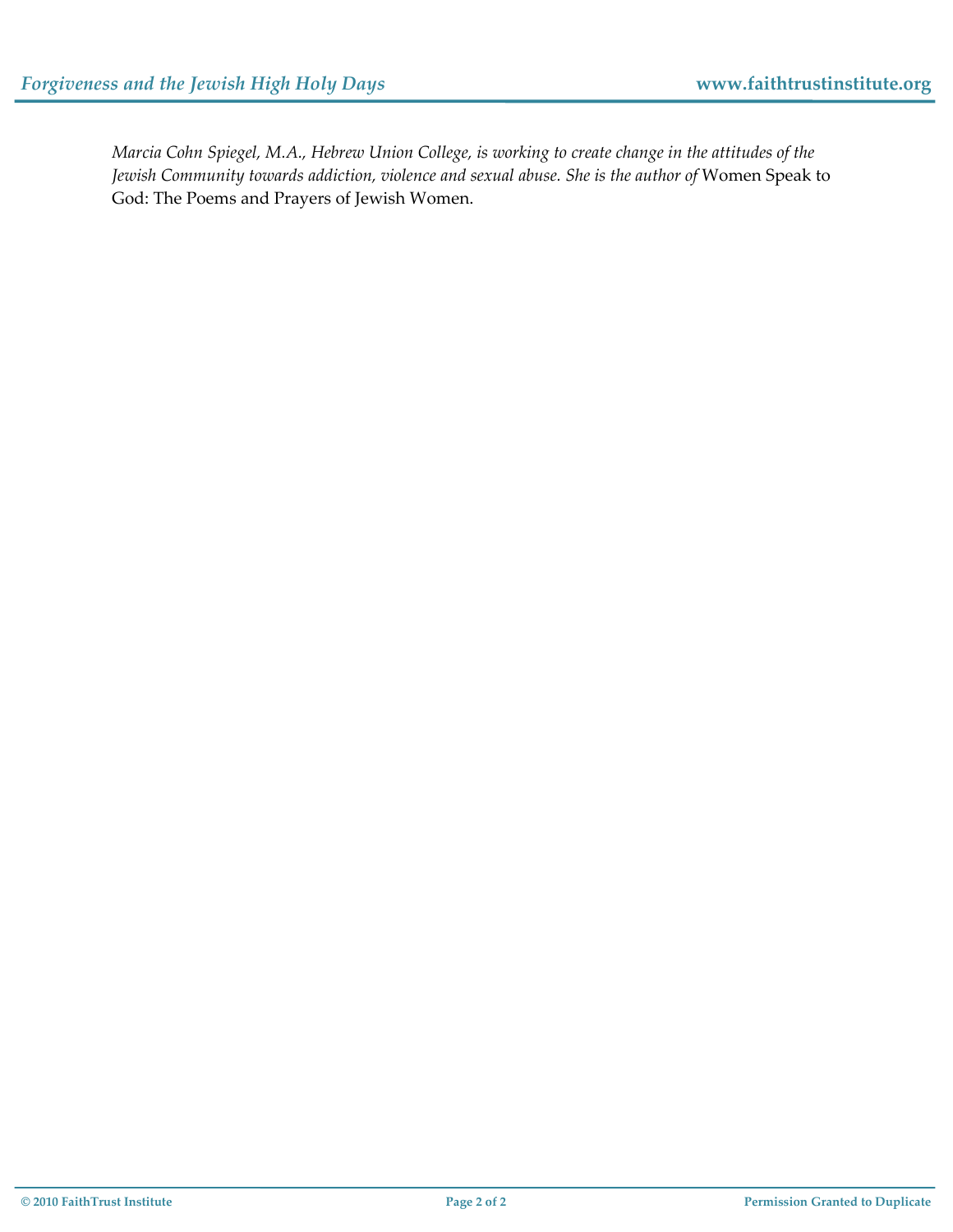*Marcia Cohn Spiegel, M.A., Hebrew Union College, is working to create change in the attitudes of the Jewish Community towards addiction, violence and sexual abuse. She is the author of* Women Speak to God: The Poems and Prayers of Jewish Women.